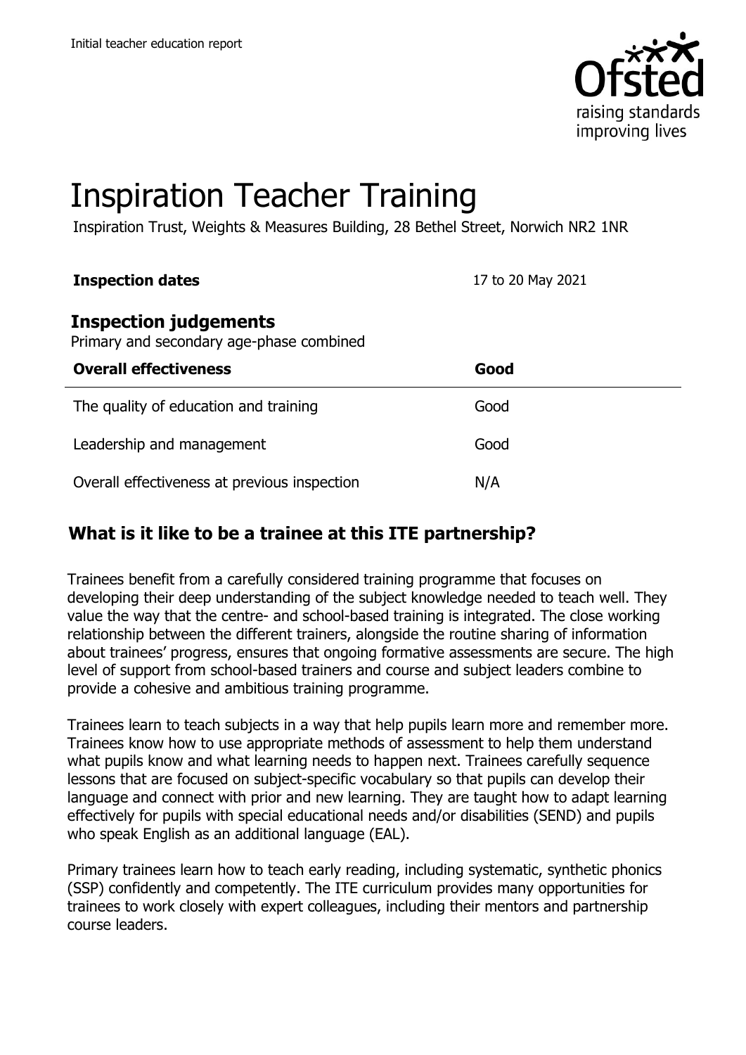# Inspiration Teacher Training

Inspiration Trust, Weights & Measures Building, 28 Bethel Street, Norwich NR2 1NR

**Inspection dates** 17 to 20 May 2021

## Inspection judgements

Primary and secondary age-phase combined

| **Overall effectiveness** | **Good** |
| --- | --- |
| The quality of education and training | Good |
| Leadership and management | Good |
| Overall effectiveness at previous inspection | N/A |

## What is it like to be a trainee at this ITE partnership?

Trainees benefit from a carefully considered training programme that focuses on developing their deep understanding of the subject knowledge needed to teach well. They value the way that the centre- and school-based training is integrated. The close working relationship between the different trainers, alongside the routine sharing of information about trainees' progress, ensures that ongoing formative assessments are secure. The high level of support from school-based trainers and course and subject leaders combine to provide a cohesive and ambitious training programme.

Trainees learn to teach subjects in a way that help pupils learn more and remember more. Trainees know how to use appropriate methods of assessment to help them understand what pupils know and what learning needs to happen next. Trainees carefully sequence lessons that are focused on subject-specific vocabulary so that pupils can develop their language and connect with prior and new learning. They are taught how to adapt learning effectively for pupils with special educational needs and/or disabilities (SEND) and pupils who speak English as an additional language (EAL).

Primary trainees learn how to teach early reading, including systematic, synthetic phonics (SSP) confidently and competently. The ITE curriculum provides many opportunities for trainees to work closely with expert colleagues, including their mentors and partnership course leaders.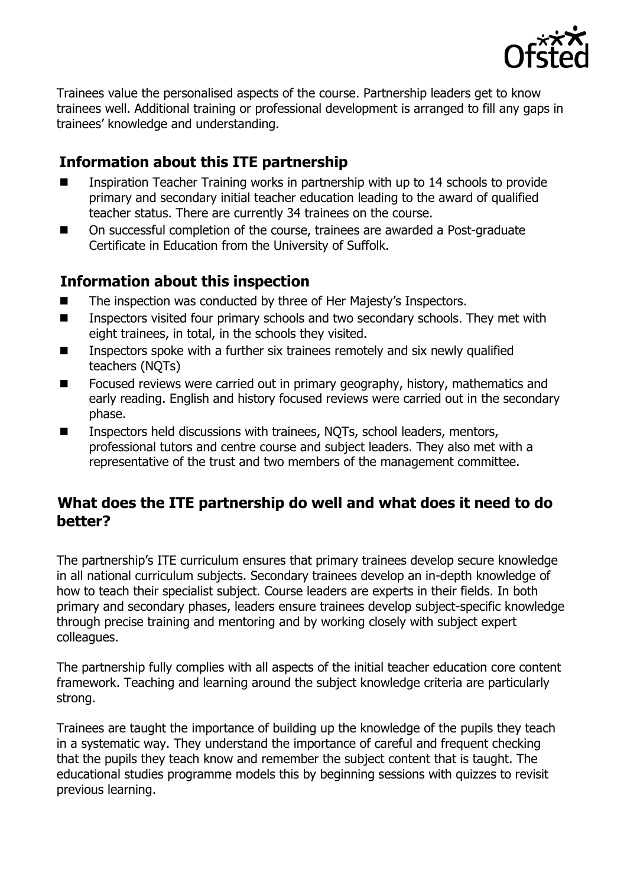Trainees value the personalised aspects of the course. Partnership leaders get to know trainees well. Additional training or professional development is arranged to fill any gaps in trainees' knowledge and understanding.

## Information about this ITE partnership

- Inspiration Teacher Training works in partnership with up to 14 schools to provide primary and secondary initial teacher education leading to the award of qualified teacher status. There are currently 34 trainees on the course.
- On successful completion of the course, trainees are awarded a Post-graduate Certificate in Education from the University of Suffolk.

## Information about this inspection

- The inspection was conducted by three of Her Majesty's Inspectors.
- Inspectors visited four primary schools and two secondary schools. They met with eight trainees, in total, in the schools they visited.
- Inspectors spoke with a further six trainees remotely and six newly qualified teachers (NQTs)
- Focused reviews were carried out in primary geography, history, mathematics and early reading. English and history focused reviews were carried out in the secondary phase.
- Inspectors held discussions with trainees, NQTs, school leaders, mentors, professional tutors and centre course and subject leaders. They also met with a representative of the trust and two members of the management committee.

## What does the ITE partnership do well and what does it need to do better?

The partnership's ITE curriculum ensures that primary trainees develop secure knowledge in all national curriculum subjects. Secondary trainees develop an in-depth knowledge of how to teach their specialist subject. Course leaders are experts in their fields. In both primary and secondary phases, leaders ensure trainees develop subject-specific knowledge through precise training and mentoring and by working closely with subject expert colleagues.

The partnership fully complies with all aspects of the initial teacher education core content framework. Teaching and learning around the subject knowledge criteria are particularly strong.

Trainees are taught the importance of building up the knowledge of the pupils they teach in a systematic way. They understand the importance of careful and frequent checking that the pupils they teach know and remember the subject content that is taught. The educational studies programme models this by beginning sessions with quizzes to revisit previous learning.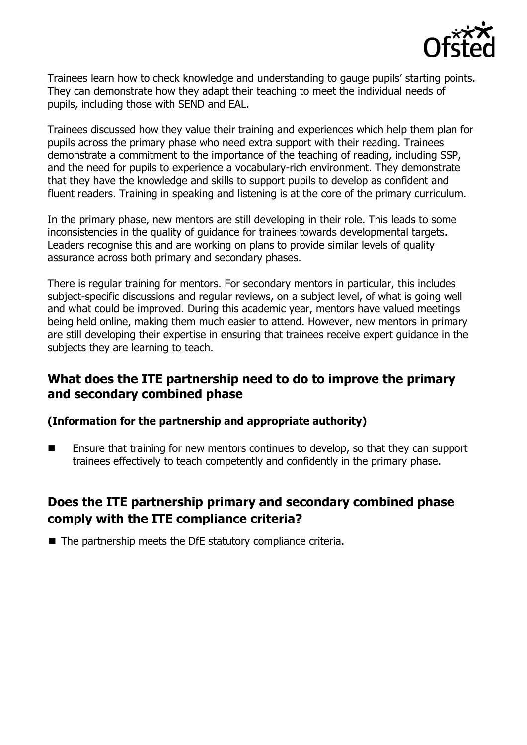Trainees learn how to check knowledge and understanding to gauge pupils' starting points. They can demonstrate how they adapt their teaching to meet the individual needs of pupils, including those with SEND and EAL.

Trainees discussed how they value their training and experiences which help them plan for pupils across the primary phase who need extra support with their reading. Trainees demonstrate a commitment to the importance of the teaching of reading, including SSP, and the need for pupils to experience a vocabulary-rich environment. They demonstrate that they have the knowledge and skills to support pupils to develop as confident and fluent readers. Training in speaking and listening is at the core of the primary curriculum.

In the primary phase, new mentors are still developing in their role. This leads to some inconsistencies in the quality of guidance for trainees towards developmental targets. Leaders recognise this and are working on plans to provide similar levels of quality assurance across both primary and secondary phases.

There is regular training for mentors. For secondary mentors in particular, this includes subject-specific discussions and regular reviews, on a subject level, of what is going well and what could be improved. During this academic year, mentors have valued meetings being held online, making them much easier to attend. However, new mentors in primary are still developing their expertise in ensuring that trainees receive expert guidance in the subjects they are learning to teach.

## What does the ITE partnership need to do to improve the primary and secondary combined phase

### (Information for the partnership and appropriate authority)

- Ensure that training for new mentors continues to develop, so that they can support trainees effectively to teach competently and confidently in the primary phase.

## Does the ITE partnership primary and secondary combined phase comply with the ITE compliance criteria?

- The partnership meets the DfE statutory compliance criteria.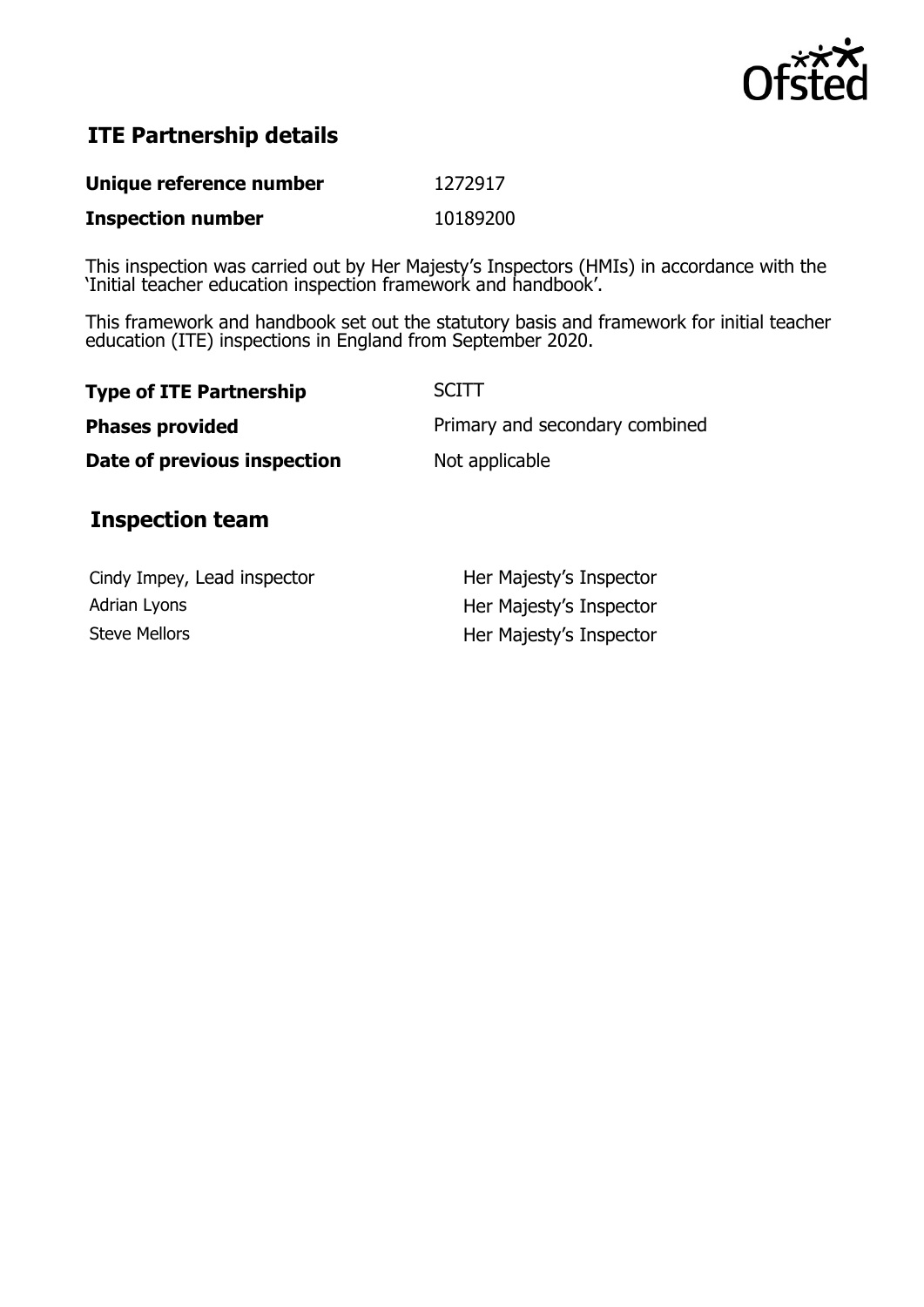## ITE Partnership details

| | |
|---|---|
| **Unique reference number** | 1272917 |
| **Inspection number** | 10189200 |

This inspection was carried out by Her Majesty's Inspectors (HMIs) in accordance with the 'Initial teacher education inspection framework and handbook'.

This framework and handbook set out the statutory basis and framework for initial teacher education (ITE) inspections in England from September 2020.

| | |
|---|---|
| **Type of ITE Partnership** | SCITT |
| **Phases provided** | Primary and secondary combined |
| **Date of previous inspection** | Not applicable |

## Inspection team

| | |
|---|---|
| Cindy Impey, Lead inspector | Her Majesty's Inspector |
| Adrian Lyons | Her Majesty's Inspector |
| Steve Mellors | Her Majesty's Inspector |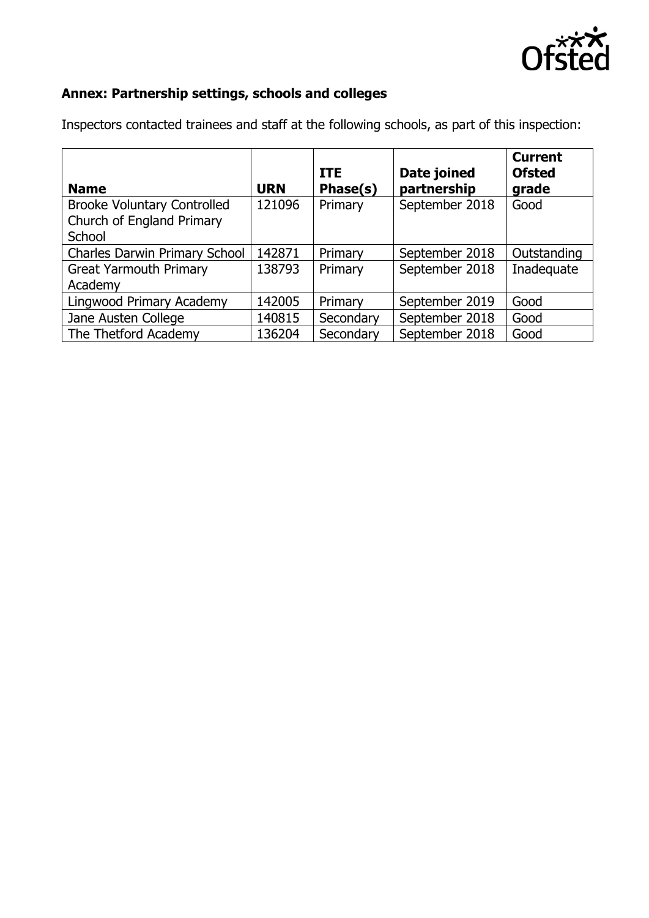## Annex: Partnership settings, schools and colleges

Inspectors contacted trainees and staff at the following schools, as part of this inspection:

| Name | URN | ITE Phase(s) | Date joined partnership | Current Ofsted grade |
|---|---|---|---|---|
| Brooke Voluntary Controlled Church of England Primary School | 121096 | Primary | September 2018 | Good |
| Charles Darwin Primary School | 142871 | Primary | September 2018 | Outstanding |
| Great Yarmouth Primary Academy | 138793 | Primary | September 2018 | Inadequate |
| Lingwood Primary Academy | 142005 | Primary | September 2019 | Good |
| Jane Austen College | 140815 | Secondary | September 2018 | Good |
| The Thetford Academy | 136204 | Secondary | September 2018 | Good |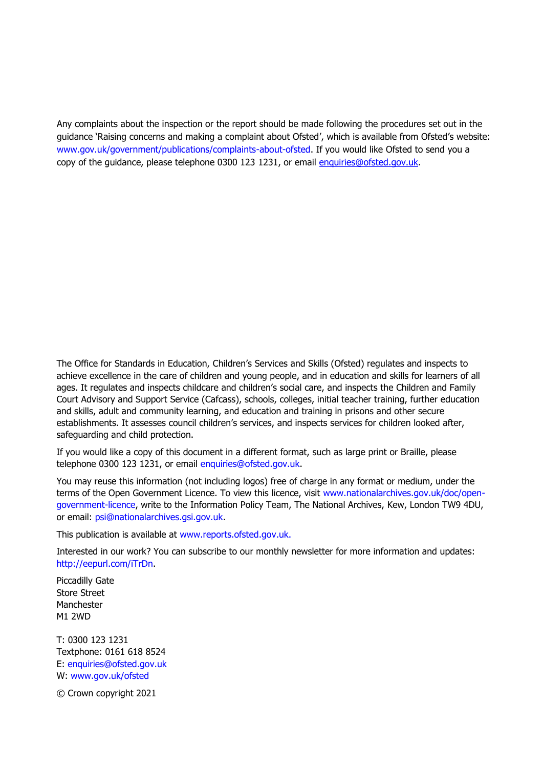Any complaints about the inspection or the report should be made following the procedures set out in the guidance 'Raising concerns and making a complaint about Ofsted', which is available from Ofsted's website: www.gov.uk/government/publications/complaints-about-ofsted. If you would like Ofsted to send you a copy of the guidance, please telephone 0300 123 1231, or email enquiries@ofsted.gov.uk.

The Office for Standards in Education, Children's Services and Skills (Ofsted) regulates and inspects to achieve excellence in the care of children and young people, and in education and skills for learners of all ages. It regulates and inspects childcare and children's social care, and inspects the Children and Family Court Advisory and Support Service (Cafcass), schools, colleges, initial teacher training, further education and skills, adult and community learning, and education and training in prisons and other secure establishments. It assesses council children's services, and inspects services for children looked after, safeguarding and child protection.

If you would like a copy of this document in a different format, such as large print or Braille, please telephone 0300 123 1231, or email enquiries@ofsted.gov.uk.

You may reuse this information (not including logos) free of charge in any format or medium, under the terms of the Open Government Licence. To view this licence, visit www.nationalarchives.gov.uk/doc/open-government-licence, write to the Information Policy Team, The National Archives, Kew, London TW9 4DU, or email: psi@nationalarchives.gsi.gov.uk.

This publication is available at www.reports.ofsted.gov.uk.

Interested in our work? You can subscribe to our monthly newsletter for more information and updates: http://eepurl.com/iTrDn.

Piccadilly Gate
Store Street
Manchester
M1 2WD

T: 0300 123 1231
Textphone: 0161 618 8524
E: enquiries@ofsted.gov.uk
W: www.gov.uk/ofsted

© Crown copyright 2021